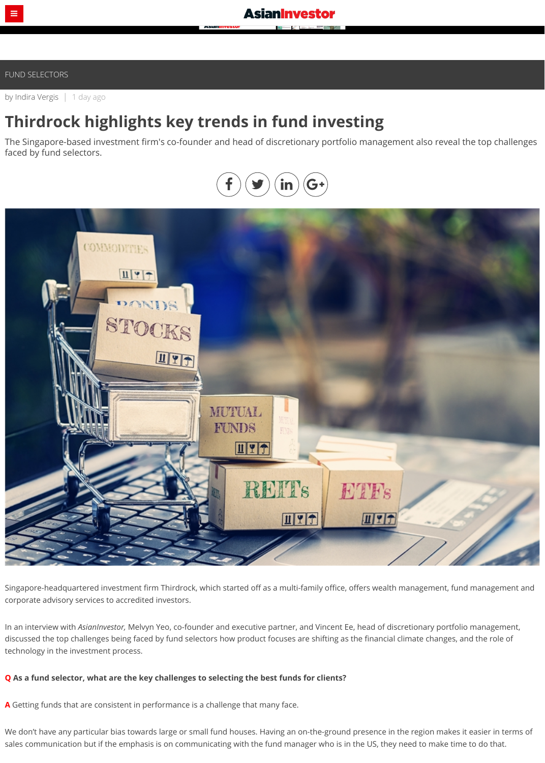FUND SELECTORS

by Indira Vergis | 1 day ago

# Thirdrock highlights key trends in fund investing

The Singapore-based investment firm's co-founder and head of discretionary portfolio management also reveal the top challenges faced by fund selectors.

Singapore-headquartered investment firm Thirdrock, which started off as a multi-family office, offers wealth management, fund management and corporate advisory services to accredited investors.

In an interview with *AsianInvestor,* Melvyn Yeo, co-founder and executive partner, and Vincent Ee, head of discretionary portfolio management, discussed the top challenges being faced by fund selectors how product focuses are shifting as the financial climate changes, and the role of technology in the investment process.

**Q As a fund selector, what are the key challenges to selecting the best funds for clients?**

**A** Getting funds that are consistent in performance is a challenge that many face.

We don't have any particular bias towards large or small fund houses. Having an on-the-ground presence in the region makes it easier in terms of sales communication but if the emphasis is on communicating with the fund manager who is in the US, they need to make time to do that.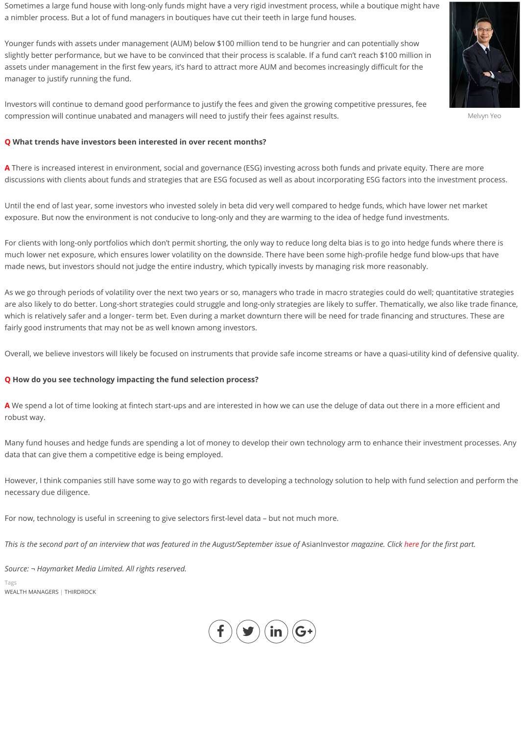Sometimes a large fund house with long-only funds might have a very rigid investment process, while a boutique might have a nimbler process. But a lot of fund managers in boutiques have cut their teeth in large fund houses.

Younger funds with assets under management (AUM) below $100 million tend to be hungrier and can potentially show slightly better performance, but we have to be convinced that their process is scalable. If a fund can't reach $100 million in assets under management in the first few years, it's hard to attract more AUM and becomes increasingly difficult for the manager to justify running the fund.

Investors will continue to demand good performance to justify the fees and given the growing competitive pressures, fee compression will continue unabated and managers will need to justify their fees against results.

Melvyn Yeo

**Q What trends have investors been interested in over recent months?**

**A** There is increased interest in environment, social and governance (ESG) investing across both funds and private equity. There are more discussions with clients about funds and strategies that are ESG focused as well as about incorporating ESG factors into the investment process.

Until the end of last year, some investors who invested solely in beta did very well compared to hedge funds, which have lower net market exposure. But now the environment is not conducive to long-only and they are warming to the idea of hedge fund investments.

For clients with long-only portfolios which don't permit shorting, the only way to reduce long delta bias is to go into hedge funds where there is much lower net exposure, which ensures lower volatility on the downside. There have been some high-profile hedge fund blow-ups that have made news, but investors should not judge the entire industry, which typically invests by managing risk more reasonably.

As we go through periods of volatility over the next two years or so, managers who trade in macro strategies could do well; quantitative strategies are also likely to do better. Long-short strategies could struggle and long-only strategies are likely to suffer. Thematically, we also like trade finance, which is relatively safer and a longer- term bet. Even during a market downturn there will be need for trade financing and structures. These are fairly good instruments that may not be as well known among investors.

Overall, we believe investors will likely be focused on instruments that provide safe income streams or have a quasi-utility kind of defensive quality.

**Q How do you see technology impacting the fund selection process?**

**A** We spend a lot of time looking at fintech start-ups and are interested in how we can use the deluge of data out there in a more efficient and robust way.

Many fund houses and hedge funds are spending a lot of money to develop their own technology arm to enhance their investment processes. Any data that can give them a competitive edge is being employed.

However, I think companies still have some way to go with regards to developing a technology solution to help with fund selection and perform the necessary due diligence.

For now, technology is useful in screening to give selectors first-level data – but not much more.

*This is the second part of an interview that was featured in the August/September issue of* AsianInvestor *magazine. Click here for the first part.*

*Source: ¬ Haymarket Media Limited. All rights reserved.*

Tags
WEALTH MANAGERS | THIRDROCK